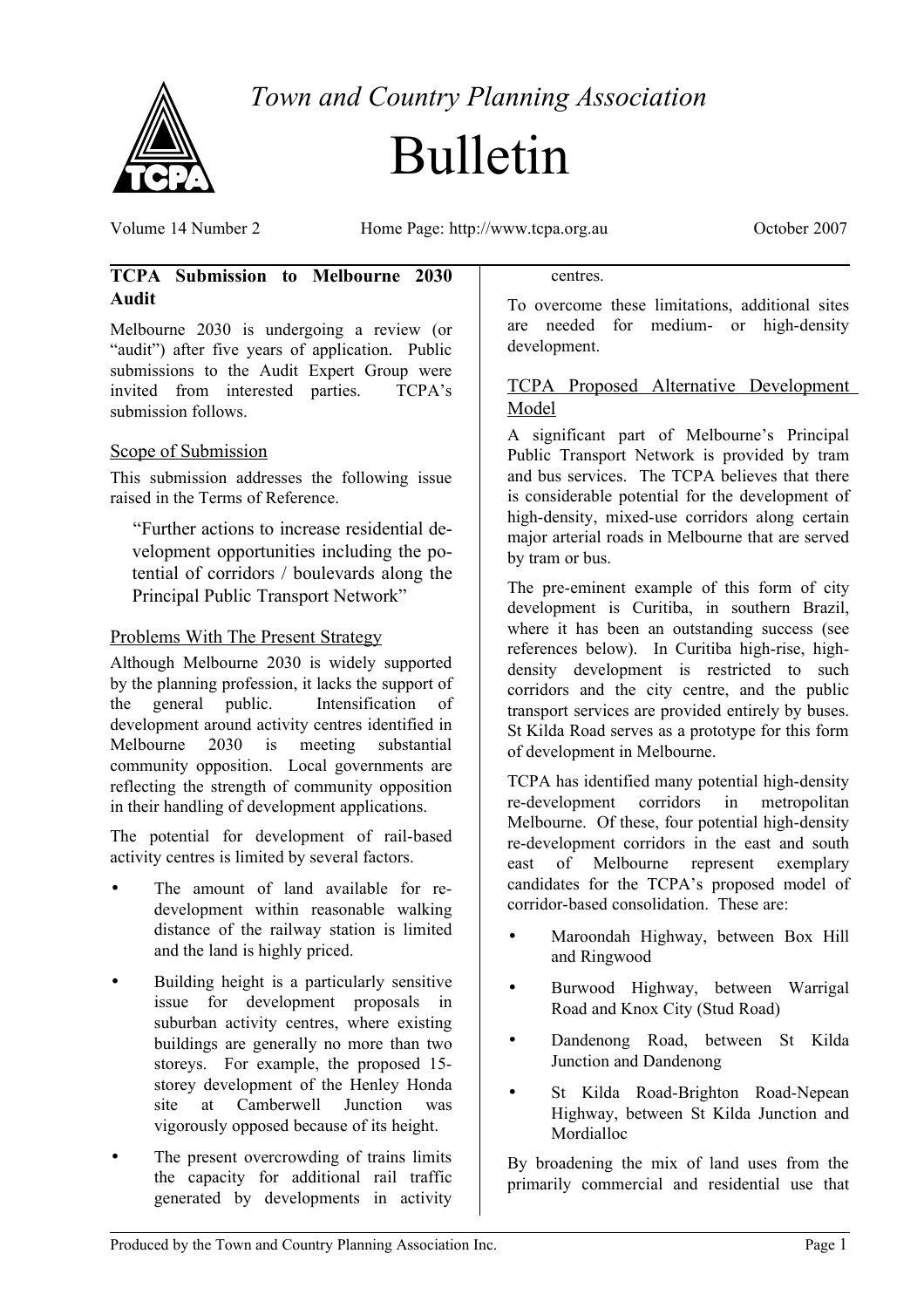# Town and Country Planning Association

# Bulletin

Volume 14 Number 2 Home Page: http://www.tcpa.org.au October 2007

## TCPA Submission to Melbourne 2030 Audit

Melbourne 2030 is undergoing a review (or "audit") after five years of application. Public submissions to the Audit Expert Group were invited from interested parties. TCPA's submission follows.

### Scope of Submission

This submission addresses the following issue raised in the Terms of Reference.

> "Further actions to increase residential development opportunities including the potential of corridors / boulevards along the Principal Public Transport Network"

### Problems With The Present Strategy

Although Melbourne 2030 is widely supported by the planning profession, it lacks the support of the general public. Intensification of development around activity centres identified in Melbourne 2030 is meeting substantial community opposition. Local governments are reflecting the strength of community opposition in their handling of development applications.

The potential for development of rail-based activity centres is limited by several factors.

- The amount of land available for re-development within reasonable walking distance of the railway station is limited and the land is highly priced.
- Building height is a particularly sensitive issue for development proposals in suburban activity centres, where existing buildings are generally no more than two storeys. For example, the proposed 15-storey development of the Henley Honda site at Camberwell Junction was vigorously opposed because of its height.
- The present overcrowding of trains limits the capacity for additional rail traffic generated by developments in activity centres.

To overcome these limitations, additional sites are needed for medium- or high-density development.

### TCPA Proposed Alternative Development Model

A significant part of Melbourne's Principal Public Transport Network is provided by tram and bus services. The TCPA believes that there is considerable potential for the development of high-density, mixed-use corridors along certain major arterial roads in Melbourne that are served by tram or bus.

The pre-eminent example of this form of city development is Curitiba, in southern Brazil, where it has been an outstanding success (see references below). In Curitiba high-rise, high-density development is restricted to such corridors and the city centre, and the public transport services are provided entirely by buses. St Kilda Road serves as a prototype for this form of development in Melbourne.

TCPA has identified many potential high-density re-development corridors in metropolitan Melbourne. Of these, four potential high-density re-development corridors in the east and south east of Melbourne represent exemplary candidates for the TCPA's proposed model of corridor-based consolidation. These are:

- Maroondah Highway, between Box Hill and Ringwood
- Burwood Highway, between Warrigal Road and Knox City (Stud Road)
- Dandenong Road, between St Kilda Junction and Dandenong
- St Kilda Road-Brighton Road-Nepean Highway, between St Kilda Junction and Mordialloc

By broadening the mix of land uses from the primarily commercial and residential use that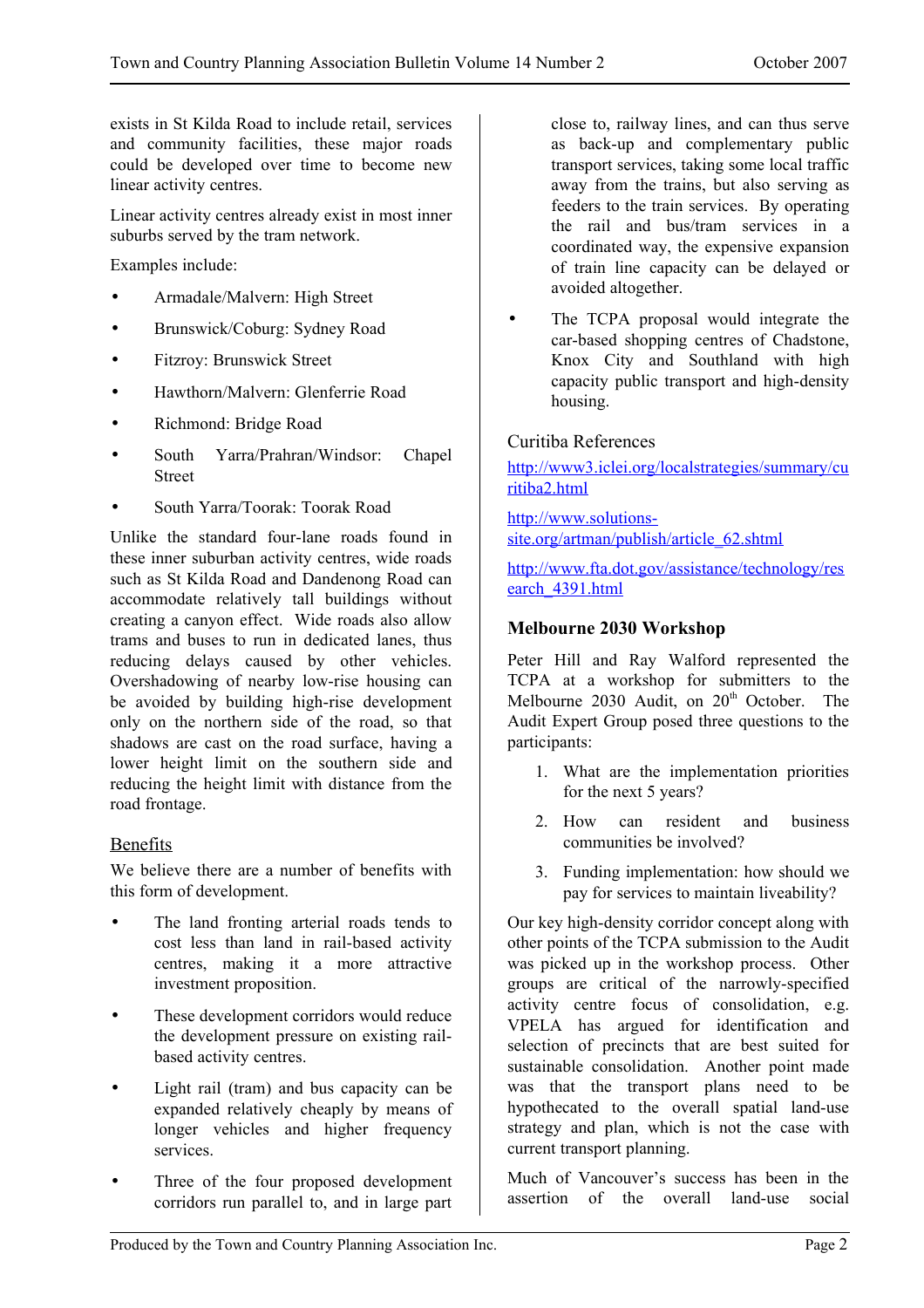exists in St Kilda Road to include retail, services and community facilities, these major roads could be developed over time to become new linear activity centres.

Linear activity centres already exist in most inner suburbs served by the tram network.

Examples include:

- Armadale/Malvern: High Street
- Brunswick/Coburg: Sydney Road
- Fitzroy: Brunswick Street
- Hawthorn/Malvern: Glenferrie Road
- Richmond: Bridge Road
- South Yarra/Prahran/Windsor: Chapel Street
- South Yarra/Toorak: Toorak Road

Unlike the standard four-lane roads found in these inner suburban activity centres, wide roads such as St Kilda Road and Dandenong Road can accommodate relatively tall buildings without creating a canyon effect. Wide roads also allow trams and buses to run in dedicated lanes, thus reducing delays caused by other vehicles. Overshadowing of nearby low-rise housing can be avoided by building high-rise development only on the northern side of the road, so that shadows are cast on the road surface, having a lower height limit on the southern side and reducing the height limit with distance from the road frontage.

## Benefits

We believe there are a number of benefits with this form of development.

- The land fronting arterial roads tends to cost less than land in rail-based activity centres, making it a more attractive investment proposition.
- These development corridors would reduce the development pressure on existing rail-based activity centres.
- Light rail (tram) and bus capacity can be expanded relatively cheaply by means of longer vehicles and higher frequency services.
- Three of the four proposed development corridors run parallel to, and in large part close to, railway lines, and can thus serve as back-up and complementary public transport services, taking some local traffic away from the trains, but also serving as feeders to the train services. By operating the rail and bus/tram services in a coordinated way, the expensive expansion of train line capacity can be delayed or avoided altogether.
- The TCPA proposal would integrate the car-based shopping centres of Chadstone, Knox City and Southland with high capacity public transport and high-density housing.

## Curitiba References

http://www3.iclei.org/localstrategies/summary/curitiba2.html

http://www.solutions-site.org/artman/publish/article_62.shtml

http://www.fta.dot.gov/assistance/technology/research_4391.html

## Melbourne 2030 Workshop

Peter Hill and Ray Walford represented the TCPA at a workshop for submitters to the Melbourne 2030 Audit, on 20th October. The Audit Expert Group posed three questions to the participants:

1. What are the implementation priorities for the next 5 years?
2. How can resident and business communities be involved?
3. Funding implementation: how should we pay for services to maintain liveability?

Our key high-density corridor concept along with other points of the TCPA submission to the Audit was picked up in the workshop process. Other groups are critical of the narrowly-specified activity centre focus of consolidation, e.g. VPELA has argued for identification and selection of precincts that are best suited for sustainable consolidation. Another point made was that the transport plans need to be hypothecated to the overall spatial land-use strategy and plan, which is not the case with current transport planning.

Much of Vancouver's success has been in the assertion of the overall land-use social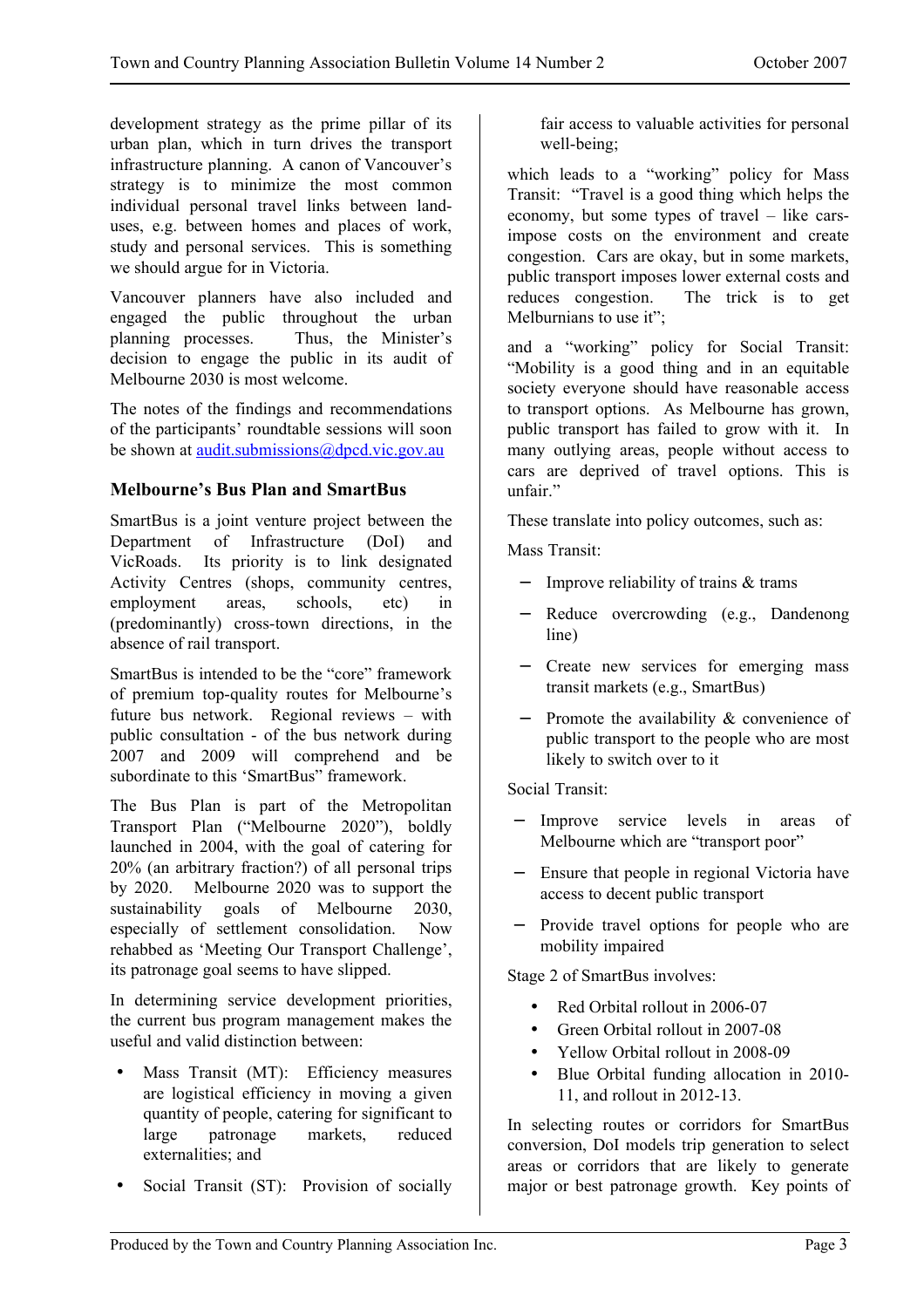development strategy as the prime pillar of its urban plan, which in turn drives the transport infrastructure planning. A canon of Vancouver's strategy is to minimize the most common individual personal travel links between land-uses, e.g. between homes and places of work, study and personal services. This is something we should argue for in Victoria.

Vancouver planners have also included and engaged the public throughout the urban planning processes. Thus, the Minister's decision to engage the public in its audit of Melbourne 2030 is most welcome.

The notes of the findings and recommendations of the participants' roundtable sessions will soon be shown at [audit.submissions@dpcd.vic.gov.au](mailto:audit.submissions@dpcd.vic.gov.au)

### Melbourne's Bus Plan and SmartBus

SmartBus is a joint venture project between the Department of Infrastructure (DoI) and VicRoads. Its priority is to link designated Activity Centres (shops, community centres, employment areas, schools, etc) in (predominantly) cross-town directions, in the absence of rail transport.

SmartBus is intended to be the "core" framework of premium top-quality routes for Melbourne's future bus network. Regional reviews – with public consultation - of the bus network during 2007 and 2009 will comprehend and be subordinate to this 'SmartBus" framework.

The Bus Plan is part of the Metropolitan Transport Plan ("Melbourne 2020"), boldly launched in 2004, with the goal of catering for 20% (an arbitrary fraction?) of all personal trips by 2020. Melbourne 2020 was to support the sustainability goals of Melbourne 2030, especially of settlement consolidation. Now rehabbed as 'Meeting Our Transport Challenge', its patronage goal seems to have slipped.

In determining service development priorities, the current bus program management makes the useful and valid distinction between:

- Mass Transit (MT): Efficiency measures are logistical efficiency in moving a given quantity of people, catering for significant to large patronage markets, reduced externalities; and
- Social Transit (ST): Provision of socially fair access to valuable activities for personal well-being;

which leads to a "working" policy for Mass Transit: "Travel is a good thing which helps the economy, but some types of travel – like cars- impose costs on the environment and create congestion. Cars are okay, but in some markets, public transport imposes lower external costs and reduces congestion. The trick is to get Melburnians to use it";

and a "working" policy for Social Transit: "Mobility is a good thing and in an equitable society everyone should have reasonable access to transport options. As Melbourne has grown, public transport has failed to grow with it. In many outlying areas, people without access to cars are deprived of travel options. This is unfair."

These translate into policy outcomes, such as:

Mass Transit:

- Improve reliability of trains & trams
- Reduce overcrowding (e.g., Dandenong line)
- Create new services for emerging mass transit markets (e.g., SmartBus)
- Promote the availability & convenience of public transport to the people who are most likely to switch over to it

Social Transit:

- Improve service levels in areas of Melbourne which are "transport poor"
- Ensure that people in regional Victoria have access to decent public transport
- Provide travel options for people who are mobility impaired

Stage 2 of SmartBus involves:

- Red Orbital rollout in 2006-07
- Green Orbital rollout in 2007-08
- Yellow Orbital rollout in 2008-09
- Blue Orbital funding allocation in 2010-11, and rollout in 2012-13.

In selecting routes or corridors for SmartBus conversion, DoI models trip generation to select areas or corridors that are likely to generate major or best patronage growth. Key points of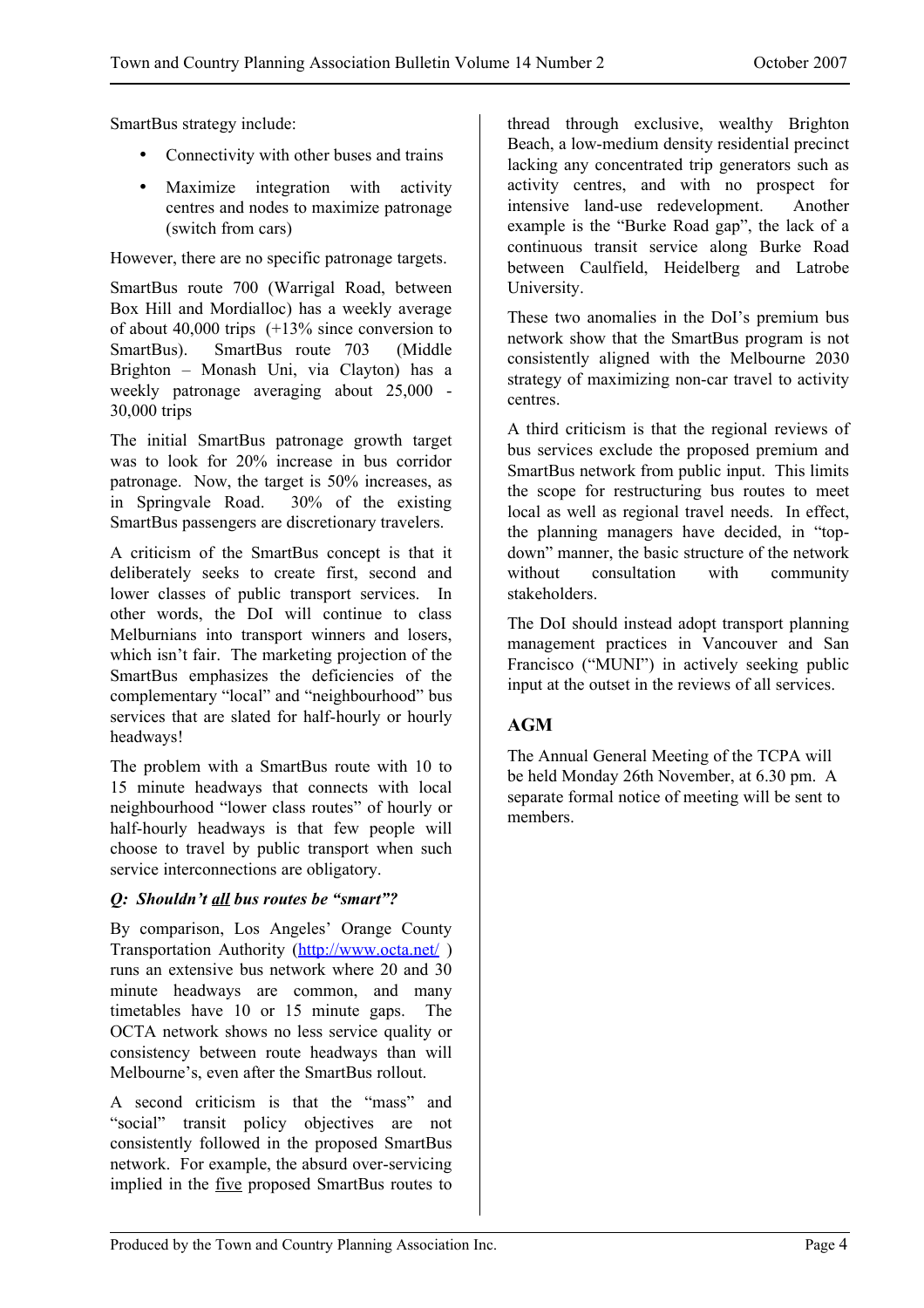SmartBus strategy include:

- Connectivity with other buses and trains
- Maximize integration with activity centres and nodes to maximize patronage (switch from cars)

However, there are no specific patronage targets.

SmartBus route 700 (Warrigal Road, between Box Hill and Mordialloc) has a weekly average of about 40,000 trips (+13% since conversion to SmartBus). SmartBus route 703 (Middle Brighton – Monash Uni, via Clayton) has a weekly patronage averaging about 25,000 - 30,000 trips

The initial SmartBus patronage growth target was to look for 20% increase in bus corridor patronage. Now, the target is 50% increases, as in Springvale Road. 30% of the existing SmartBus passengers are discretionary travelers.

A criticism of the SmartBus concept is that it deliberately seeks to create first, second and lower classes of public transport services. In other words, the DoI will continue to class Melburnians into transport winners and losers, which isn't fair. The marketing projection of the SmartBus emphasizes the deficiencies of the complementary "local" and "neighbourhood" bus services that are slated for half-hourly or hourly headways!

The problem with a SmartBus route with 10 to 15 minute headways that connects with local neighbourhood "lower class routes" of hourly or half-hourly headways is that few people will choose to travel by public transport when such service interconnections are obligatory.

***Q: Shouldn't all bus routes be "smart"?***

By comparison, Los Angeles' Orange County Transportation Authority (http://www.octa.net/ ) runs an extensive bus network where 20 and 30 minute headways are common, and many timetables have 10 or 15 minute gaps. The OCTA network shows no less service quality or consistency between route headways than will Melbourne's, even after the SmartBus rollout.

A second criticism is that the "mass" and "social" transit policy objectives are not consistently followed in the proposed SmartBus network. For example, the absurd over-servicing implied in the five proposed SmartBus routes to thread through exclusive, wealthy Brighton Beach, a low-medium density residential precinct lacking any concentrated trip generators such as activity centres, and with no prospect for intensive land-use redevelopment. Another example is the "Burke Road gap", the lack of a continuous transit service along Burke Road between Caulfield, Heidelberg and Latrobe University.

These two anomalies in the DoI's premium bus network show that the SmartBus program is not consistently aligned with the Melbourne 2030 strategy of maximizing non-car travel to activity centres.

A third criticism is that the regional reviews of bus services exclude the proposed premium and SmartBus network from public input. This limits the scope for restructuring bus routes to meet local as well as regional travel needs. In effect, the planning managers have decided, in "top-down" manner, the basic structure of the network without consultation with community stakeholders.

The DoI should instead adopt transport planning management practices in Vancouver and San Francisco ("MUNI") in actively seeking public input at the outset in the reviews of all services.

## AGM

The Annual General Meeting of the TCPA will be held Monday 26th November, at 6.30 pm. A separate formal notice of meeting will be sent to members.